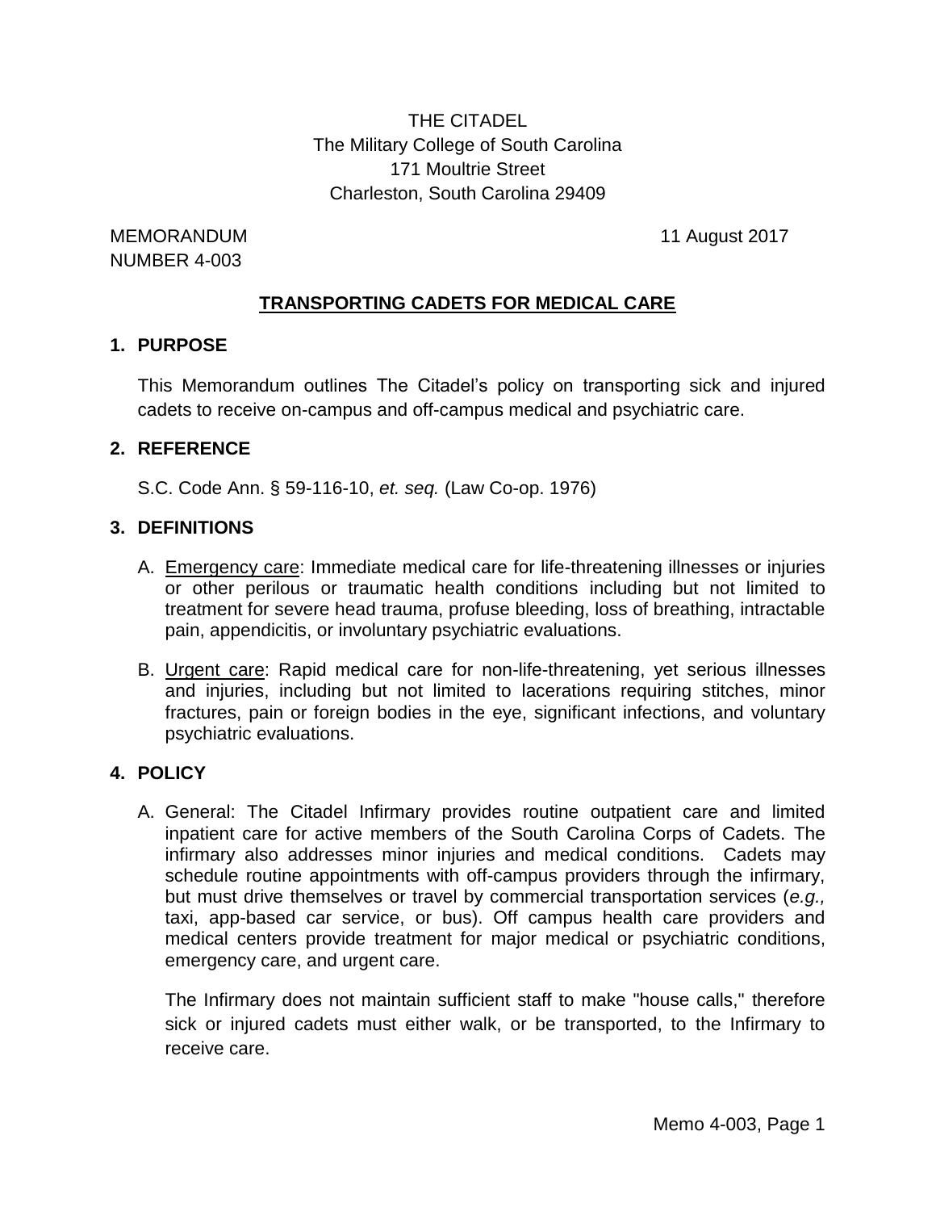THE CITADEL
The Military College of South Carolina
171 Moultrie Street
Charleston, South Carolina 29409

MEMORANDUM
NUMBER 4-003

11 August 2017

## TRANSPORTING CADETS FOR MEDICAL CARE

### 1. PURPOSE

This Memorandum outlines The Citadel's policy on transporting sick and injured cadets to receive on-campus and off-campus medical and psychiatric care.

### 2. REFERENCE

S.C. Code Ann. § 59-116-10, *et. seq.* (Law Co-op. 1976)

### 3. DEFINITIONS

A. Emergency care: Immediate medical care for life-threatening illnesses or injuries or other perilous or traumatic health conditions including but not limited to treatment for severe head trauma, profuse bleeding, loss of breathing, intractable pain, appendicitis, or involuntary psychiatric evaluations.

B. Urgent care: Rapid medical care for non-life-threatening, yet serious illnesses and injuries, including but not limited to lacerations requiring stitches, minor fractures, pain or foreign bodies in the eye, significant infections, and voluntary psychiatric evaluations.

### 4. POLICY

A. General: The Citadel Infirmary provides routine outpatient care and limited inpatient care for active members of the South Carolina Corps of Cadets. The infirmary also addresses minor injuries and medical conditions. Cadets may schedule routine appointments with off-campus providers through the infirmary, but must drive themselves or travel by commercial transportation services (*e.g.,* taxi, app-based car service, or bus). Off campus health care providers and medical centers provide treatment for major medical or psychiatric conditions, emergency care, and urgent care.

The Infirmary does not maintain sufficient staff to make "house calls," therefore sick or injured cadets must either walk, or be transported, to the Infirmary to receive care.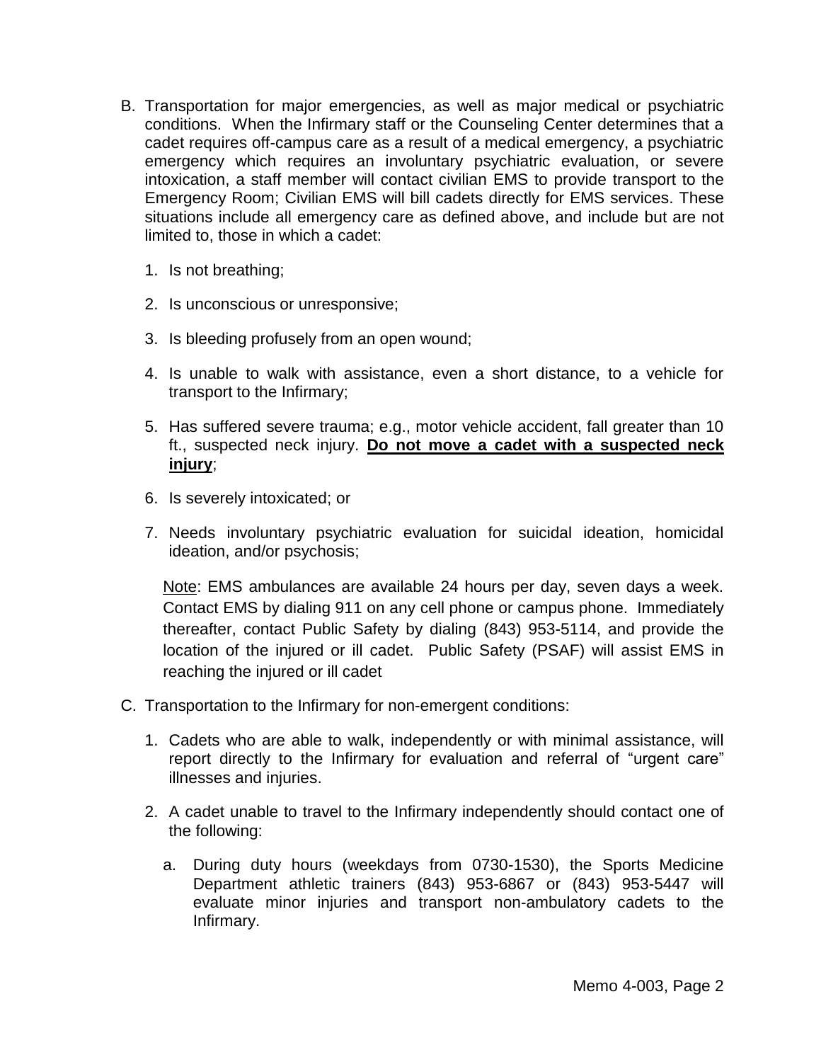B. Transportation for major emergencies, as well as major medical or psychiatric conditions. When the Infirmary staff or the Counseling Center determines that a cadet requires off-campus care as a result of a medical emergency, a psychiatric emergency which requires an involuntary psychiatric evaluation, or severe intoxication, a staff member will contact civilian EMS to provide transport to the Emergency Room; Civilian EMS will bill cadets directly for EMS services. These situations include all emergency care as defined above, and include but are not limited to, those in which a cadet:

   1. Is not breathing;

   2. Is unconscious or unresponsive;

   3. Is bleeding profusely from an open wound;

   4. Is unable to walk with assistance, even a short distance, to a vehicle for transport to the Infirmary;

   5. Has suffered severe trauma; e.g., motor vehicle accident, fall greater than 10 ft., suspected neck injury. **<u>Do not move a cadet with a suspected neck injury</u>**;

   6. Is severely intoxicated; or

   7. Needs involuntary psychiatric evaluation for suicidal ideation, homicidal ideation, and/or psychosis;

   <u>Note</u>: EMS ambulances are available 24 hours per day, seven days a week. Contact EMS by dialing 911 on any cell phone or campus phone. Immediately thereafter, contact Public Safety by dialing (843) 953-5114, and provide the location of the injured or ill cadet. Public Safety (PSAF) will assist EMS in reaching the injured or ill cadet

C. Transportation to the Infirmary for non-emergent conditions:

   1. Cadets who are able to walk, independently or with minimal assistance, will report directly to the Infirmary for evaluation and referral of "urgent care" illnesses and injuries.

   2. A cadet unable to travel to the Infirmary independently should contact one of the following:

      a. During duty hours (weekdays from 0730-1530), the Sports Medicine Department athletic trainers (843) 953-6867 or (843) 953-5447 will evaluate minor injuries and transport non-ambulatory cadets to the Infirmary.

Memo 4-003, Page 2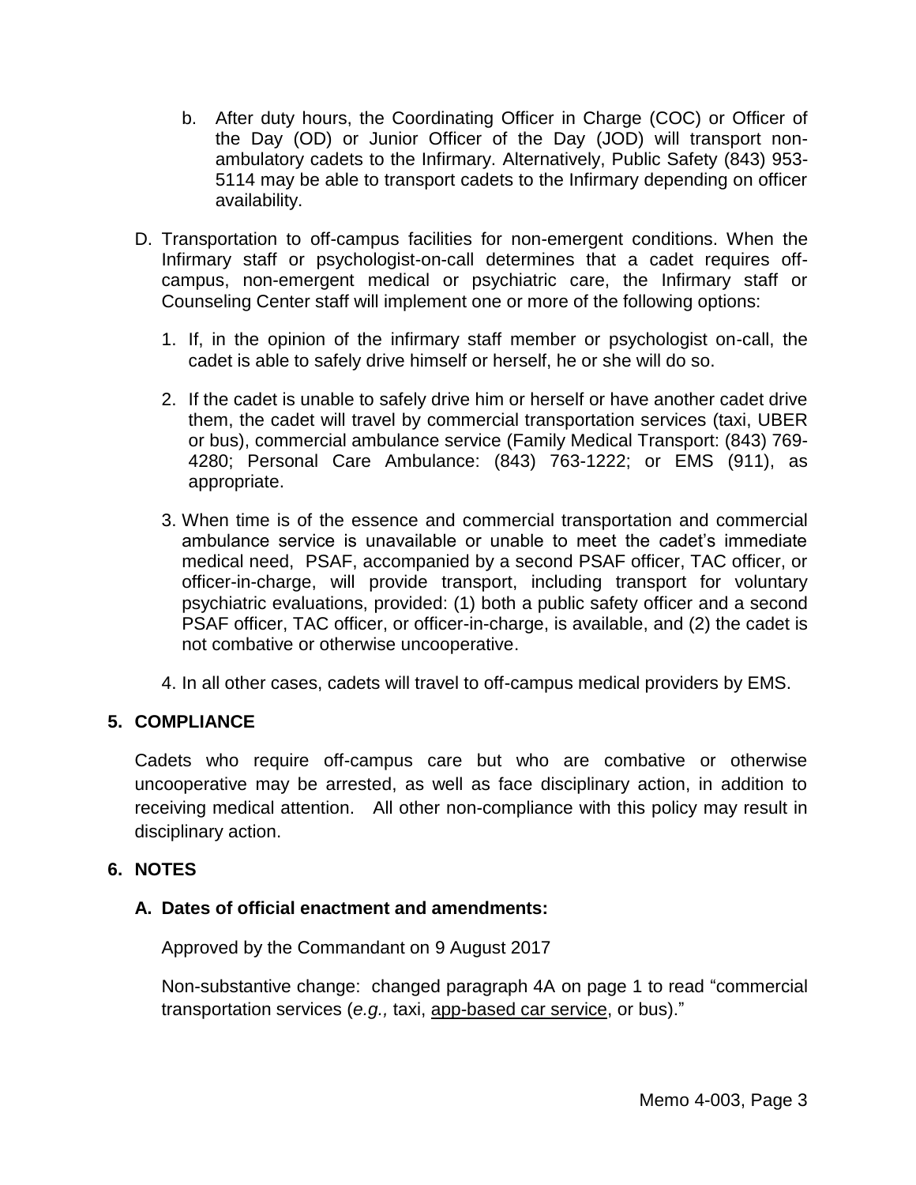b. After duty hours, the Coordinating Officer in Charge (COC) or Officer of the Day (OD) or Junior Officer of the Day (JOD) will transport non-ambulatory cadets to the Infirmary. Alternatively, Public Safety (843) 953-5114 may be able to transport cadets to the Infirmary depending on officer availability.

D. Transportation to off-campus facilities for non-emergent conditions. When the Infirmary staff or psychologist-on-call determines that a cadet requires off-campus, non-emergent medical or psychiatric care, the Infirmary staff or Counseling Center staff will implement one or more of the following options:

   1. If, in the opinion of the infirmary staff member or psychologist on-call, the cadet is able to safely drive himself or herself, he or she will do so.

   2. If the cadet is unable to safely drive him or herself or have another cadet drive them, the cadet will travel by commercial transportation services (taxi, UBER or bus), commercial ambulance service (Family Medical Transport: (843) 769-4280; Personal Care Ambulance: (843) 763-1222; or EMS (911), as appropriate.

   3. When time is of the essence and commercial transportation and commercial ambulance service is unavailable or unable to meet the cadet's immediate medical need, PSAF, accompanied by a second PSAF officer, TAC officer, or officer-in-charge, will provide transport, including transport for voluntary psychiatric evaluations, provided: (1) both a public safety officer and a second PSAF officer, TAC officer, or officer-in-charge, is available, and (2) the cadet is not combative or otherwise uncooperative.

   4. In all other cases, cadets will travel to off-campus medical providers by EMS.

## 5. COMPLIANCE

Cadets who require off-campus care but who are combative or otherwise uncooperative may be arrested, as well as face disciplinary action, in addition to receiving medical attention. All other non-compliance with this policy may result in disciplinary action.

## 6. NOTES

### A. Dates of official enactment and amendments:

Approved by the Commandant on 9 August 2017

Non-substantive change: changed paragraph 4A on page 1 to read "commercial transportation services (*e.g.,* taxi, app-based car service, or bus)."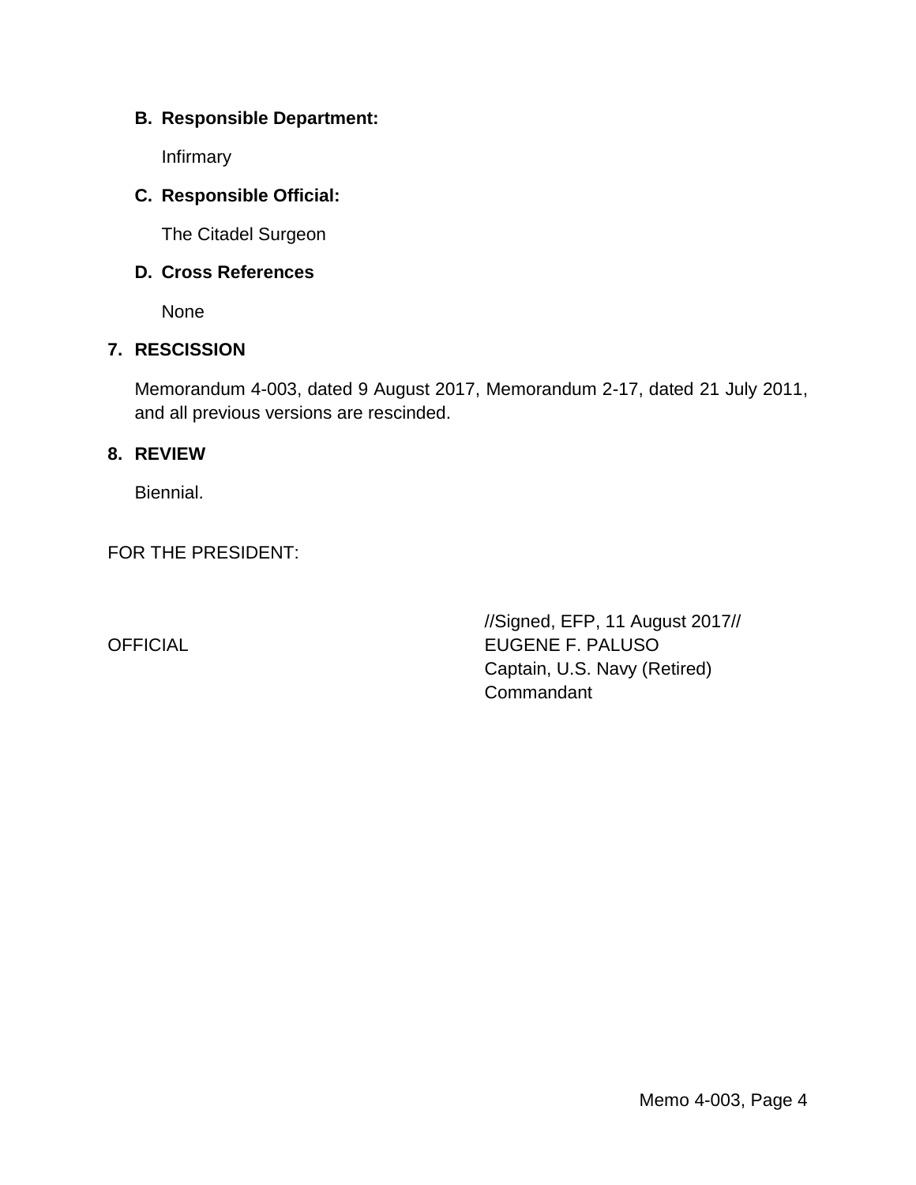**B. Responsible Department:**

Infirmary

**C. Responsible Official:**

The Citadel Surgeon

**D. Cross References**

None

**7. RESCISSION**

Memorandum 4-003, dated 9 August 2017, Memorandum 2-17, dated 21 July 2011, and all previous versions are rescinded.

**8. REVIEW**

Biennial.

FOR THE PRESIDENT:

OFFICIAL

//Signed, EFP, 11 August 2017//
EUGENE F. PALUSO
Captain, U.S. Navy (Retired)
Commandant

Memo 4-003, Page 4